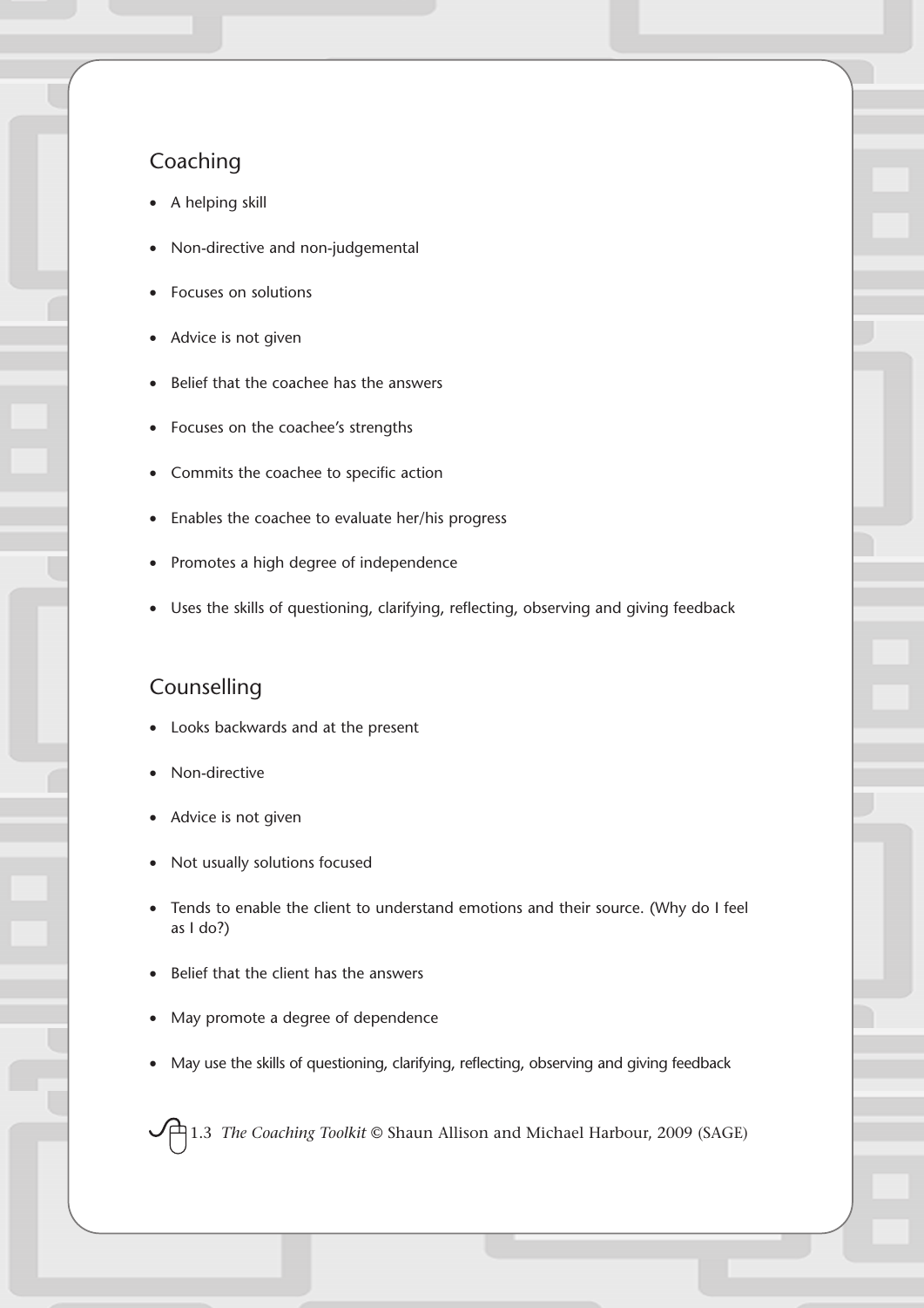## Coaching

- A helping skill
- Non-directive and non-judgemental
- Focuses on solutions
- Advice is not given
- Belief that the coachee has the answers
- Focuses on the coachee's strengths
- Commits the coachee to specific action
- Enables the coachee to evaluate her/his progress
- Promotes a high degree of independence
- Uses the skills of questioning, clarifying, reflecting, observing and giving feedback

## Counselling

- Looks backwards and at the present
- Non-directive
- Advice is not given
- Not usually solutions focused
- Tends to enable the client to understand emotions and their source. (Why do I feel as I do?)
- Belief that the client has the answers
- May promote a degree of dependence
- May use the skills of questioning, clarifying, reflecting, observing and giving feedback

1.3 *The Coaching Toolkit* © Shaun Allison and Michael Harbour, 2009 (SAGE)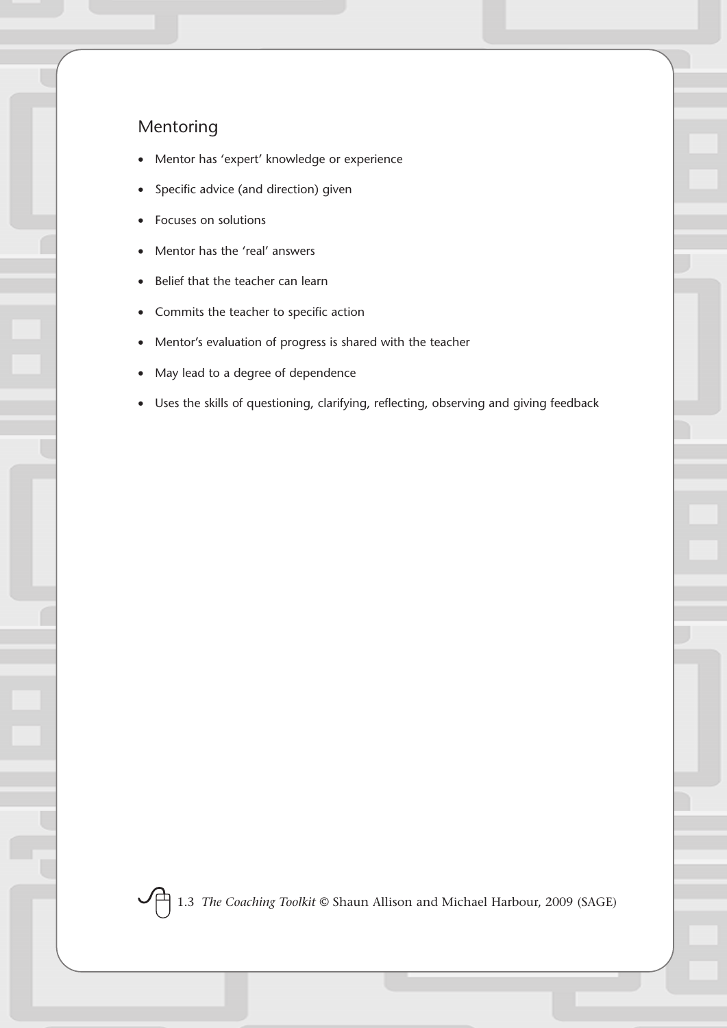## Mentoring

- Mentor has 'expert' knowledge or experience
- Specific advice (and direction) given
- Focuses on solutions
- Mentor has the 'real' answers
- Belief that the teacher can learn
- Commits the teacher to specific action
- Mentor's evaluation of progress is shared with the teacher
- May lead to a degree of dependence
- Uses the skills of questioning, clarifying, reflecting, observing and giving feedback